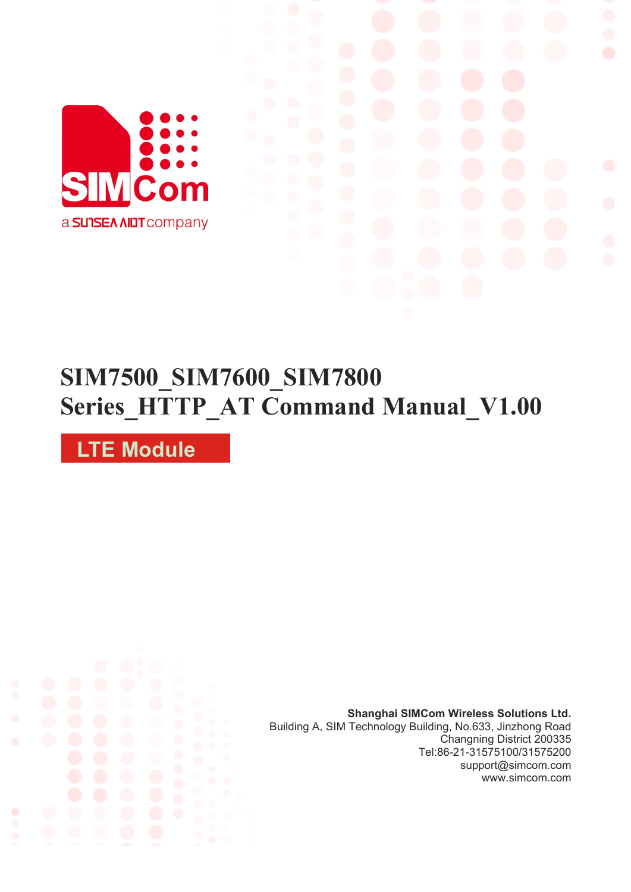# SIM7500_SIM7600_SIM7800 Series_HTTP_AT Command Manual_V1.00

**LTE Module**

**Shanghai SIMCom Wireless Solutions Ltd.**
Building A, SIM Technology Building, No.633, Jinzhong Road
Changning District 200335
Tel:86-21-31575100/31575200
support@simcom.com
www.simcom.com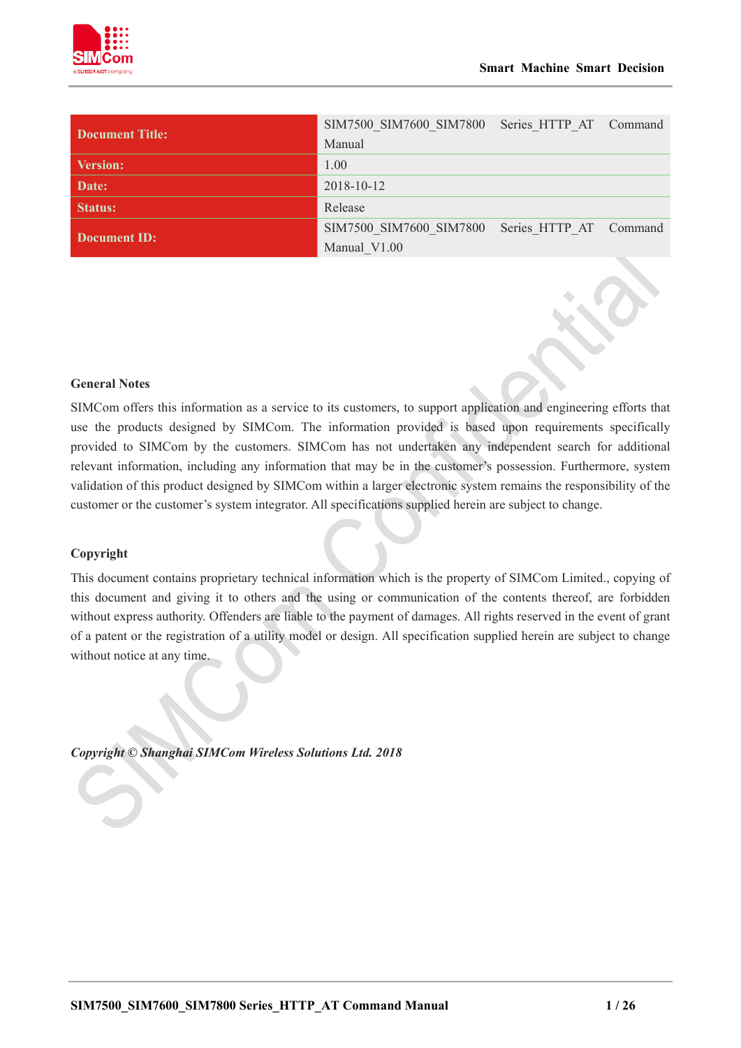| Document Title: | SIM7500_SIM7600_SIM7800 Series_HTTP_AT Command Manual |
|---|---|
| Version: | 1.00 |
| Date: | 2018-10-12 |
| Status: | Release |
| Document ID: | SIM7500_SIM7600_SIM7800 Series_HTTP_AT Command Manual_V1.00 |

**General Notes**

SIMCom offers this information as a service to its customers, to support application and engineering efforts that use the products designed by SIMCom. The information provided is based upon requirements specifically provided to SIMCom by the customers. SIMCom has not undertaken any independent search for additional relevant information, including any information that may be in the customer's possession. Furthermore, system validation of this product designed by SIMCom within a larger electronic system remains the responsibility of the customer or the customer's system integrator. All specifications supplied herein are subject to change.

**Copyright**

This document contains proprietary technical information which is the property of SIMCom Limited., copying of this document and giving it to others and the using or communication of the contents thereof, are forbidden without express authority. Offenders are liable to the payment of damages. All rights reserved in the event of grant of a patent or the registration of a utility model or design. All specification supplied herein are subject to change without notice at any time.

***Copyright © Shanghai SIMCom Wireless Solutions Ltd. 2018***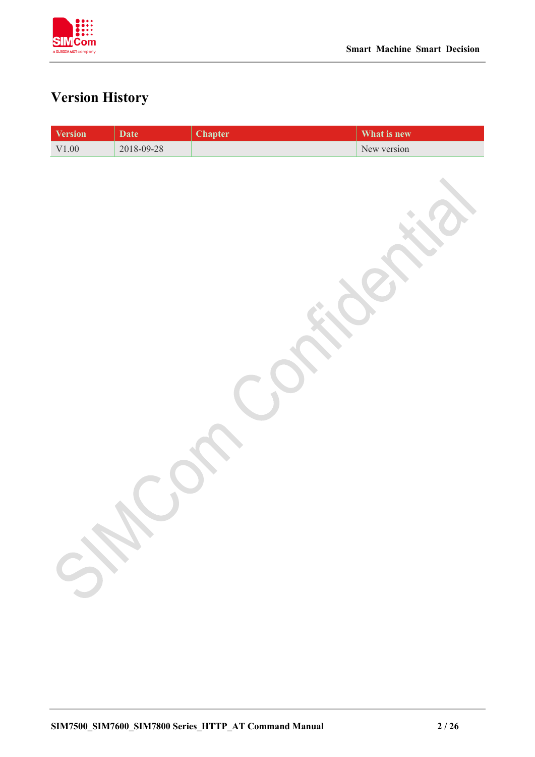# Version History

| Version | Date | Chapter | What is new |
| --- | --- | --- | --- |
| V1.00 | 2018-09-28 | | New version |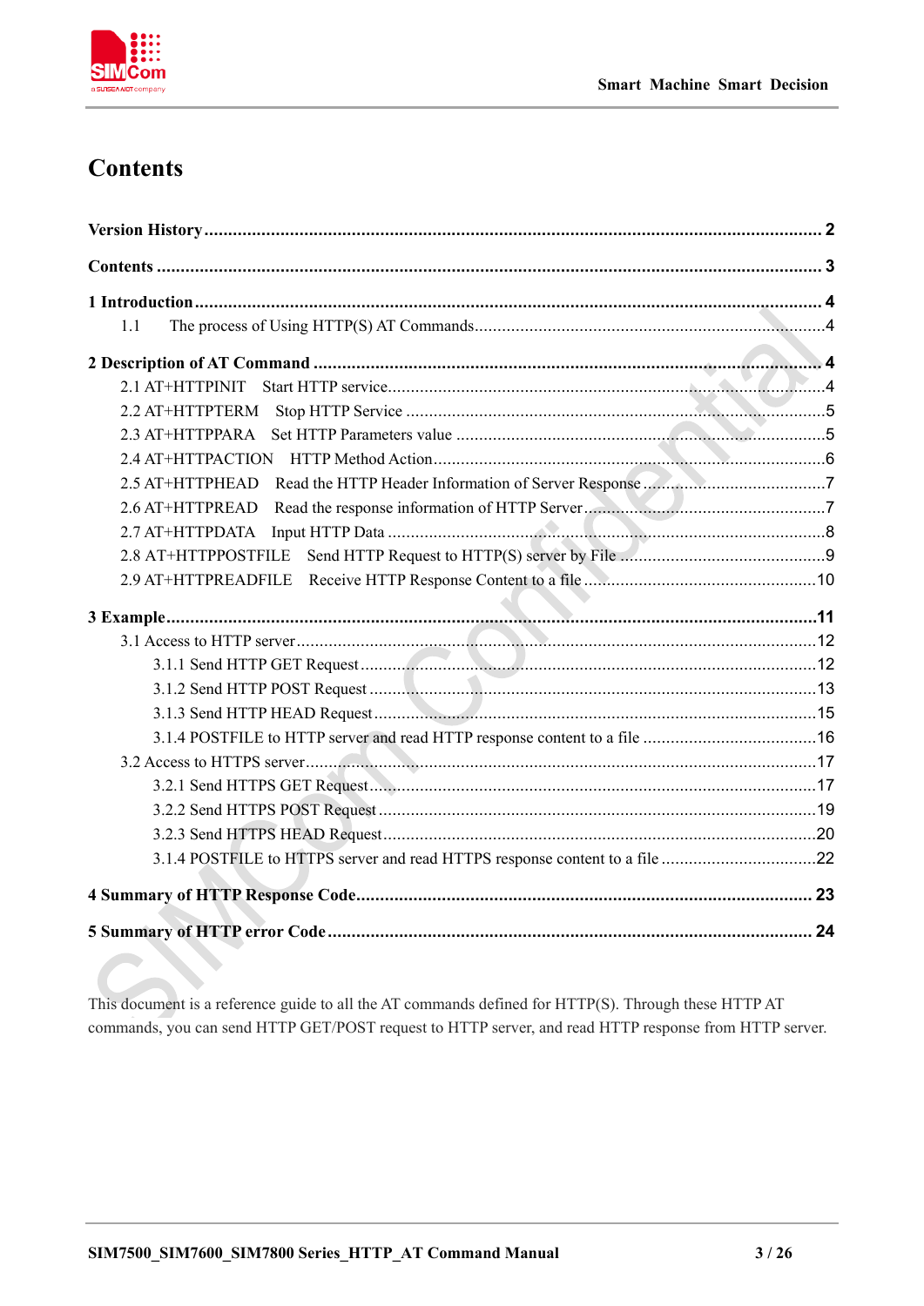# Contents

**Version History** ........................................................................................................................ **2**

**Contents** .................................................................................................................................... **3**

**1 Introduction** ............................................................................................................................. **4**

1.1 The process of Using HTTP(S) AT Commands..................................................................4

**2 Description of AT Command** ................................................................................................... **4**

2.1 AT+HTTPINIT Start HTTP service.......................................................................................4

2.2 AT+HTTPTERM Stop HTTP Service ...................................................................................5

2.3 AT+HTTPPARA Set HTTP Parameters value .....................................................................5

2.4 AT+HTTPACTION HTTP Method Action............................................................................6

2.5 AT+HTTPHEAD Read the HTTP Header Information of Server Response ........................7

2.6 AT+HTTPREAD Read the response information of HTTP Server.......................................7

2.7 AT+HTTPDATA Input HTTP Data ......................................................................................8

2.8 AT+HTTPPOSTFILE Send HTTP Request to HTTP(S) server by File ...............................9

2.9 AT+HTTPREADFILE Receive HTTP Response Content to a file ......................................10

**3 Example** .................................................................................................................................... **11**

3.1 Access to HTTP server...........................................................................................................12

3.1.1 Send HTTP GET Request ...............................................................................................12

3.1.2 Send HTTP POST Request .............................................................................................13

3.1.3 Send HTTP HEAD Request.............................................................................................15

3.1.4 POSTFILE to HTTP server and read HTTP response content to a file ...........................16

3.2 Access to HTTPS server.........................................................................................................17

3.2.1 Send HTTPS GET Request..............................................................................................17

3.2.2 Send HTTPS POST Request ............................................................................................19

3.2.3 Send HTTPS HEAD Request............................................................................................20

3.1.4 POSTFILE to HTTPS server and read HTTPS response content to a file ........................22

**4 Summary of HTTP Response Code**.......................................................................................... **23**

**5 Summary of HTTP error Code** ................................................................................................. **24**

This document is a reference guide to all the AT commands defined for HTTP(S). Through these HTTP AT commands, you can send HTTP GET/POST request to HTTP server, and read HTTP response from HTTP server.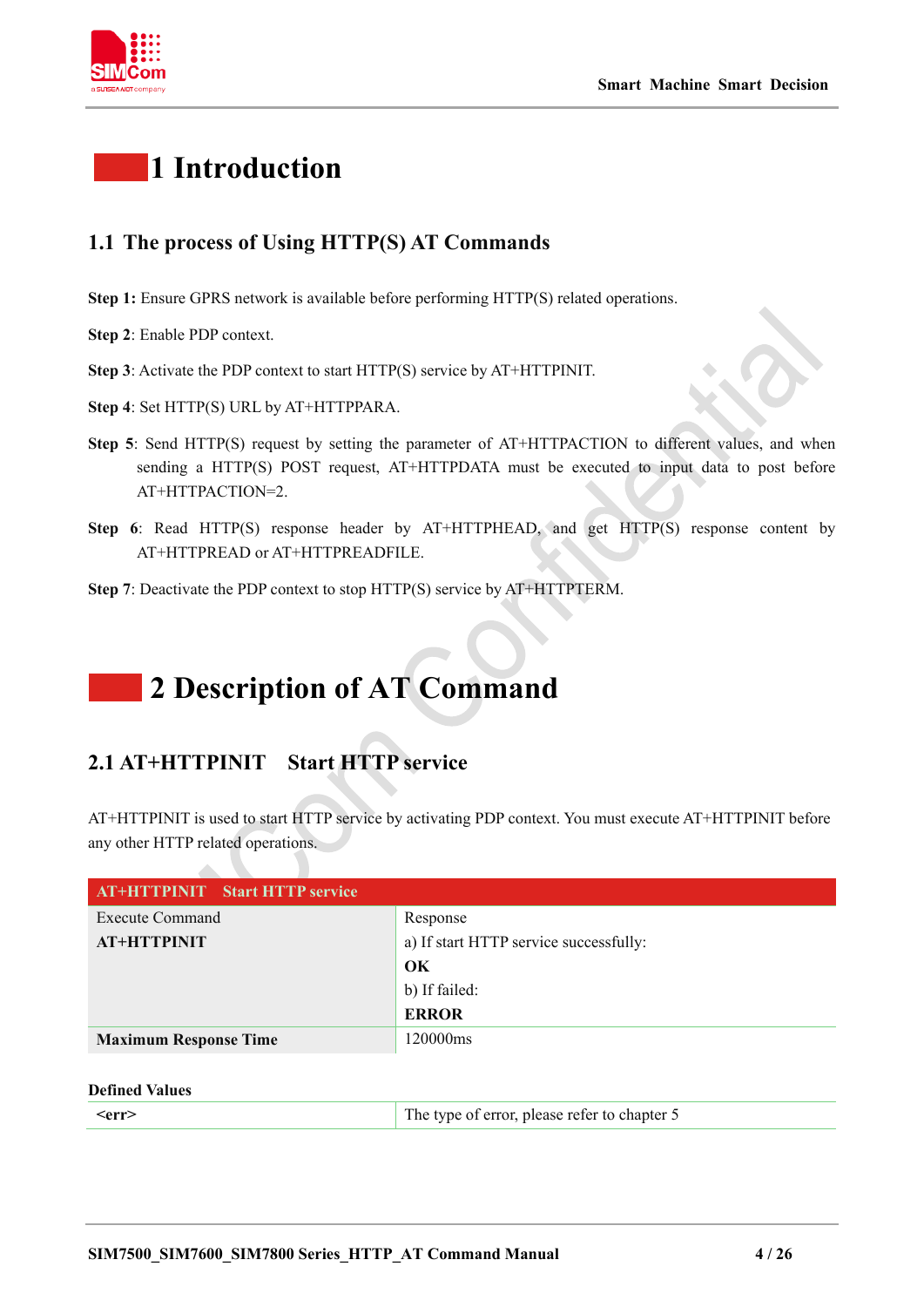# 1 Introduction

## 1.1 The process of Using HTTP(S) AT Commands

**Step 1:** Ensure GPRS network is available before performing HTTP(S) related operations.

**Step 2**: Enable PDP context.

**Step 3**: Activate the PDP context to start HTTP(S) service by AT+HTTPINIT.

**Step 4**: Set HTTP(S) URL by AT+HTTPPARA.

**Step 5**: Send HTTP(S) request by setting the parameter of AT+HTTPACTION to different values, and when sending a HTTP(S) POST request, AT+HTTPDATA must be executed to input data to post before AT+HTTPACTION=2.

**Step 6**: Read HTTP(S) response header by AT+HTTPHEAD, and get HTTP(S) response content by AT+HTTPREAD or AT+HTTPREADFILE.

**Step 7**: Deactivate the PDP context to stop HTTP(S) service by AT+HTTPTERM.

# 2 Description of AT Command

## 2.1 AT+HTTPINIT Start HTTP service

AT+HTTPINIT is used to start HTTP service by activating PDP context. You must execute AT+HTTPINIT before any other HTTP related operations.

| **AT+HTTPINIT Start HTTP service** | |
|---|---|
| Execute Command<br>**AT+HTTPINIT** | Response<br>a) If start HTTP service successfully:<br>**OK**<br>b) If failed:<br>**ERROR** |
| **Maximum Response Time** | 120000ms |

**Defined Values**

| | |
|---|---|
| **<err>** | The type of error, please refer to chapter 5 |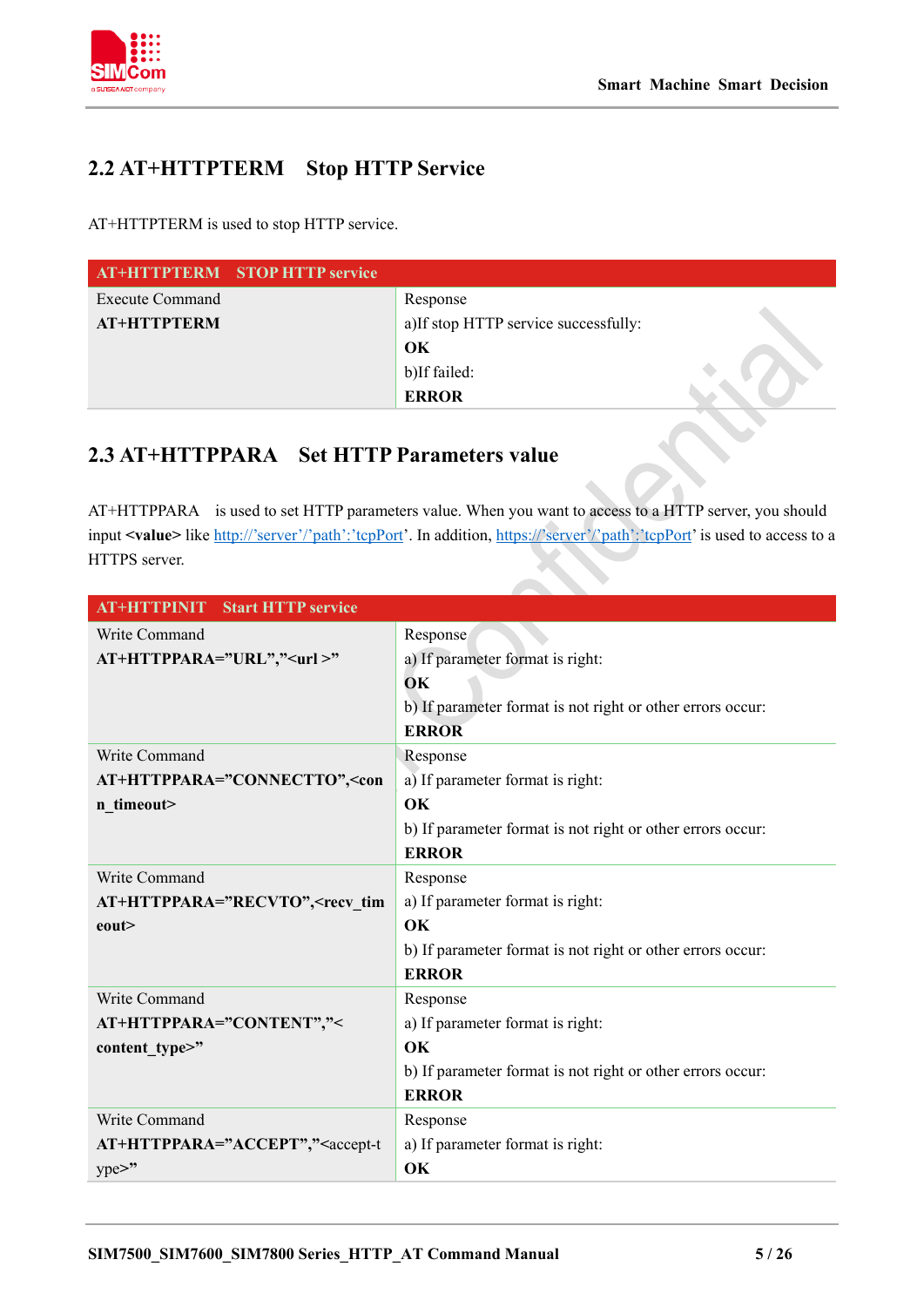## 2.2 AT+HTTPTERM Stop HTTP Service

AT+HTTPTERM is used to stop HTTP service.

| AT+HTTPTERM STOP HTTP service | |
|---|---|
| Execute Command<br>**AT+HTTPTERM** | Response<br>a)If stop HTTP service successfully:<br>**OK**<br>b)If failed:<br>**ERROR** |

## 2.3 AT+HTTPPARA Set HTTP Parameters value

AT+HTTPPARA is used to set HTTP parameters value. When you want to access to a HTTP server, you should input **<value>** like http://'server'/'path':'tcpPort'. In addition, https://'server'/'path':'tcpPort' is used to access to a HTTPS server.

| AT+HTTPINIT Start HTTP service | |
|---|---|
| Write Command<br>**AT+HTTPPARA="URL","<url >"** | Response<br>a) If parameter format is right:<br>**OK**<br>b) If parameter format is not right or other errors occur:<br>**ERROR** |
| Write Command<br>**AT+HTTPPARA="CONNECTTO",<conn_timeout>** | Response<br>a) If parameter format is right:<br>**OK**<br>b) If parameter format is not right or other errors occur:<br>**ERROR** |
| Write Command<br>**AT+HTTPPARA="RECVTO",<recv_timeout>** | Response<br>a) If parameter format is right:<br>**OK**<br>b) If parameter format is not right or other errors occur:<br>**ERROR** |
| Write Command<br>**AT+HTTPPARA="CONTENT","<content_type>"** | Response<br>a) If parameter format is right:<br>**OK**<br>b) If parameter format is not right or other errors occur:<br>**ERROR** |
| Write Command<br>**AT+HTTPPARA="ACCEPT","**<accept-type>**"** | Response<br>a) If parameter format is right:<br>**OK** |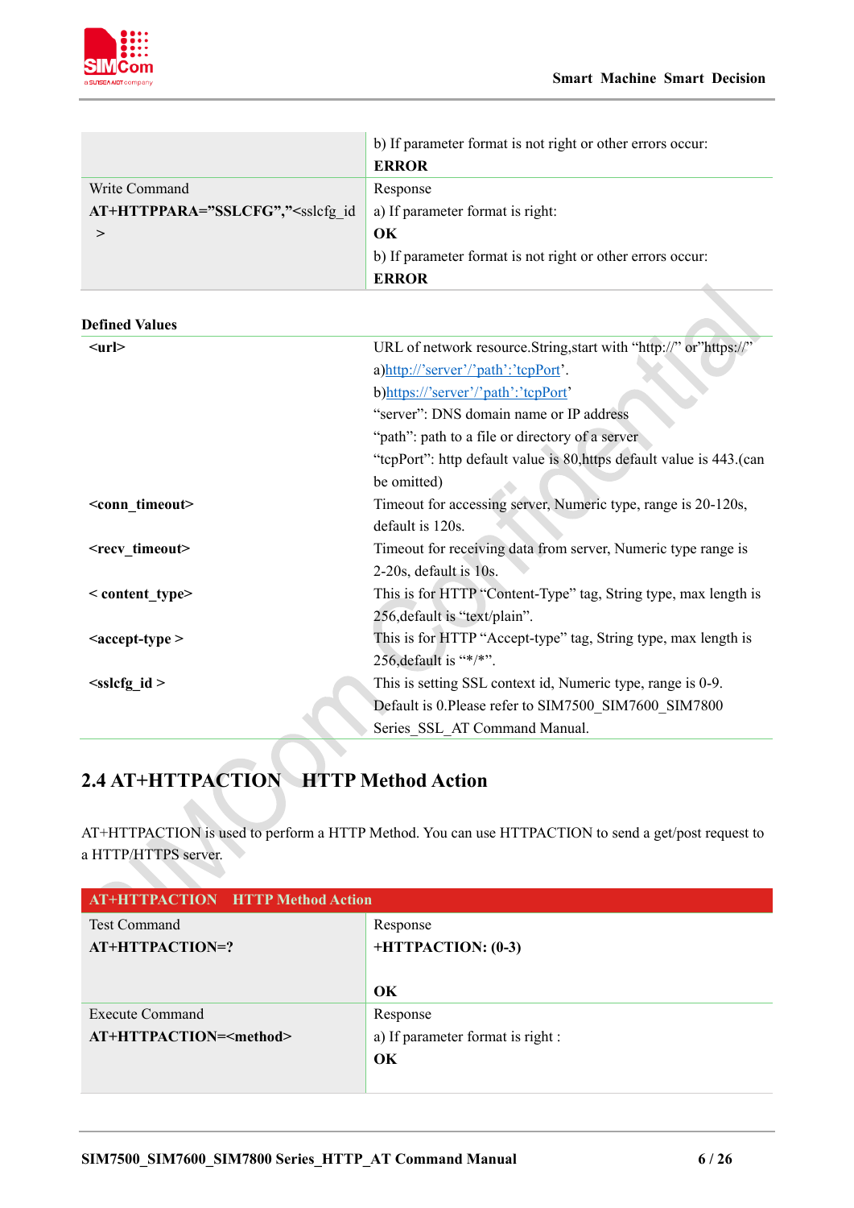| | |
|---|---|
| | b) If parameter format is not right or other errors occur:<br>**ERROR** |
| Write Command<br>**AT+HTTPPARA="SSLCFG",**"<sslcfg_id ><br>** | Response<br>a) If parameter format is right:<br>**OK**<br>b) If parameter format is not right or other errors occur:<br>**ERROR** |

**Defined Values**

| | |
|---|---|
| **<url>** | URL of network resource.String,start with "http://" or"https://"<br>a)http://'server'/'path':'tcpPort'.<br>b)https://'server'/'path':'tcpPort'<br>"server": DNS domain name or IP address<br>"path": path to a file or directory of a server<br>"tcpPort": http default value is 80,https default value is 443.(can be omitted) |
| **<conn_timeout>** | Timeout for accessing server, Numeric type, range is 20-120s, default is 120s. |
| **<recv_timeout>** | Timeout for receiving data from server, Numeric type range is 2-20s, default is 10s. |
| **< content_type>** | This is for HTTP "Content-Type" tag, String type, max length is 256,default is "text/plain". |
| **<accept-type >** | This is for HTTP "Accept-type" tag, String type, max length is 256,default is "*/*". |
| **<sslcfg_id >** | This is setting SSL context id, Numeric type, range is 0-9. Default is 0.Please refer to SIM7500_SIM7600_SIM7800 Series_SSL_AT Command Manual. |

## 2.4 AT+HTTPACTION HTTP Method Action

AT+HTTPACTION is used to perform a HTTP Method. You can use HTTPACTION to send a get/post request to a HTTP/HTTPS server.

| AT+HTTPACTION HTTP Method Action | |
|---|---|
| Test Command<br>**AT+HTTPACTION=?** | Response<br>**+HTTPACTION: (0-3)**<br><br>**OK** |
| Execute Command<br>**AT+HTTPACTION=<method>** | Response<br>a) If parameter format is right :<br>**OK** |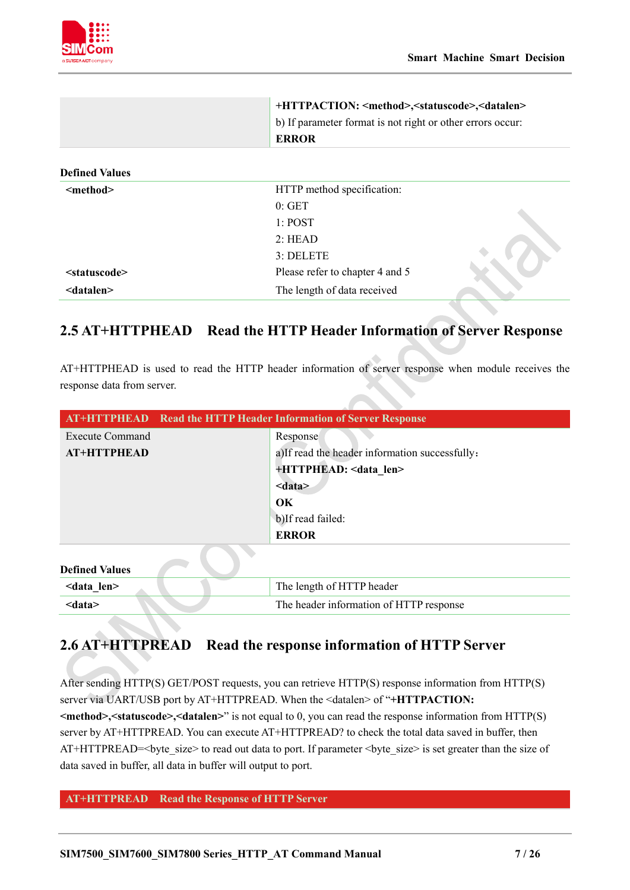| | +HTTPACTION: <method>,<statuscode>,<datalen><br>b) If parameter format is not right or other errors occur:<br>**ERROR** |
|---|---|

**Defined Values**

| | |
|---|---|
| **<method>** | HTTP method specification:<br>0: GET<br>1: POST<br>2: HEAD<br>3: DELETE |
| **<statuscode>** | Please refer to chapter 4 and 5 |
| **<datalen>** | The length of data received |

## 2.5 AT+HTTPHEAD Read the HTTP Header Information of Server Response

AT+HTTPHEAD is used to read the HTTP header information of server response when module receives the response data from server.

| AT+HTTPHEAD Read the HTTP Header Information of Server Response | |
|---|---|
| Execute Command<br>**AT+HTTPHEAD** | Response<br>a)If read the header information successfully：<br>**+HTTPHEAD: <data_len>**<br>**<data>**<br>**OK**<br>b)If read failed:<br>**ERROR** |

**Defined Values**

| | |
|---|---|
| **<data_len>** | The length of HTTP header |
| **<data>** | The header information of HTTP response |

## 2.6 AT+HTTPREAD Read the response information of HTTP Server

After sending HTTP(S) GET/POST requests, you can retrieve HTTP(S) response information from HTTP(S) server via UART/USB port by AT+HTTPREAD. When the <datalen> of "**+HTTPACTION: <method>,<statuscode>,<datalen>**" is not equal to 0, you can read the response information from HTTP(S) server by AT+HTTPREAD. You can execute AT+HTTPREAD? to check the total data saved in buffer, then AT+HTTPREAD=<byte_size> to read out data to port. If parameter <byte_size> is set greater than the size of data saved in buffer, all data in buffer will output to port.

| AT+HTTPREAD Read the Response of HTTP Server |
|---|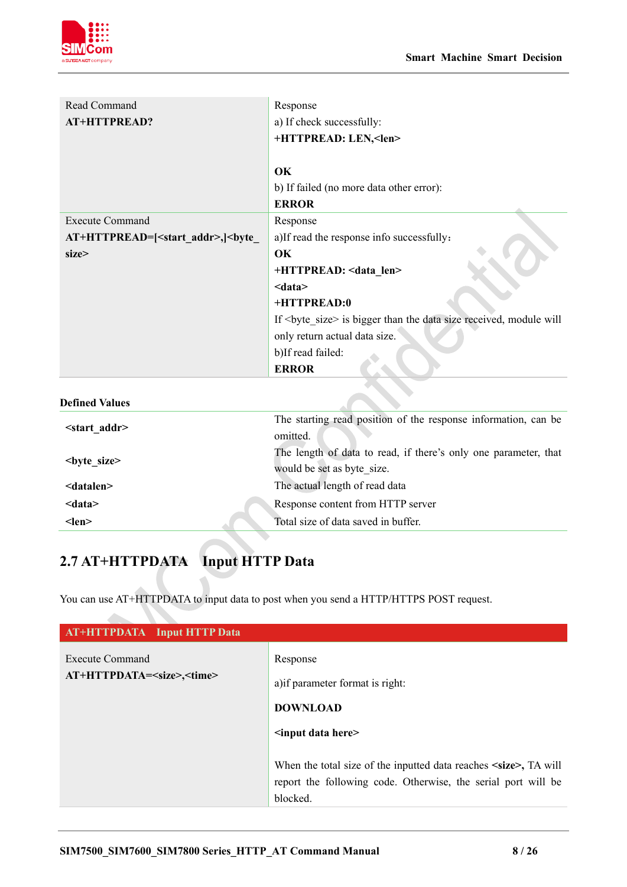| Read Command<br>**AT+HTTPREAD?** | Response<br>a) If check successfully:<br>**+HTTPREAD: LEN,<len>**<br><br>**OK**<br>b) If failed (no more data other error):<br>**ERROR** |
|---|---|
| Execute Command<br>**AT+HTTPREAD=[<start_addr>,]<byte_size>** | Response<br>a)If read the response info successfully：<br>**OK**<br>**+HTTPREAD: <data_len>**<br>**<data>**<br>**+HTTPREAD:0**<br>If <byte_size> is bigger than the data size received, module will only return actual data size.<br>b)If read failed:<br>**ERROR** |

**Defined Values**

| | |
|---|---|
| **<start_addr>** | The starting read position of the response information, can be omitted. |
| **<byte_size>** | The length of data to read, if there's only one parameter, that would be set as byte_size. |
| **<datalen>** | The actual length of read data |
| **<data>** | Response content from HTTP server |
| **<len>** | Total size of data saved in buffer. |

## 2.7 AT+HTTPDATA Input HTTP Data

You can use AT+HTTPDATA to input data to post when you send a HTTP/HTTPS POST request.

| AT+HTTPDATA Input HTTP Data | |
|---|---|
| Execute Command<br>**AT+HTTPDATA=<size>,<time>** | Response<br>a)if parameter format is right:<br>**DOWNLOAD**<br>**<input data here>**<br><br>When the total size of the inputted data reaches **<size>,** TA will report the following code. Otherwise, the serial port will be blocked. |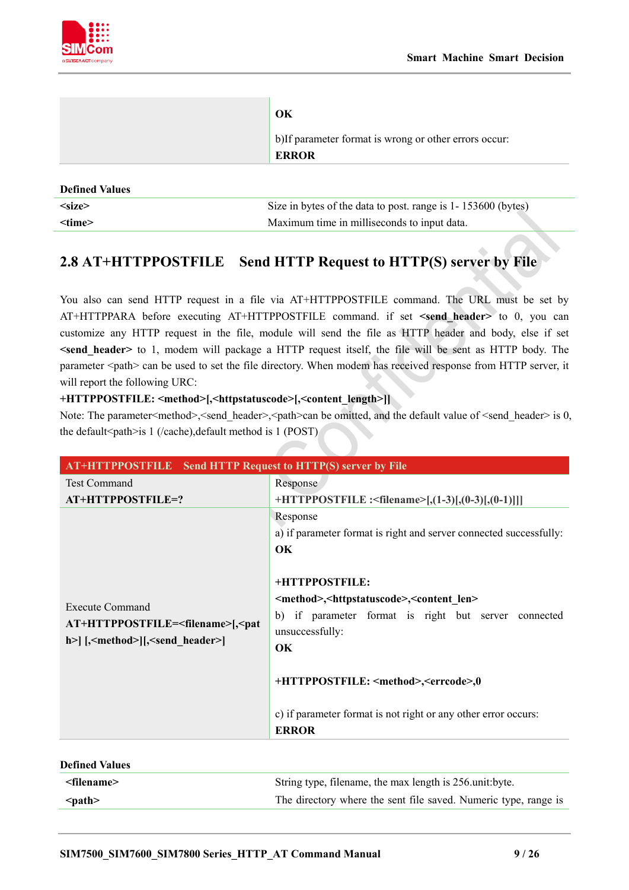| | OK<br><br>b)If parameter format is wrong or other errors occur:<br>**ERROR** |
|---|---|

**Defined Values**

| | |
|---|---|
| **<size>** | Size in bytes of the data to post. range is 1- 153600 (bytes) |
| **<time>** | Maximum time in milliseconds to input data. |

## 2.8 AT+HTTPPOSTFILE Send HTTP Request to HTTP(S) server by File

You also can send HTTP request in a file via AT+HTTPPOSTFILE command. The URL must be set by AT+HTTPPARA before executing AT+HTTPPOSTFILE command. if set **<send_header>** to 0, you can customize any HTTP request in the file, module will send the file as HTTP header and body, else if set **<send_header>** to 1, modem will package a HTTP request itself, the file will be sent as HTTP body. The parameter <path> can be used to set the file directory. When modem has received response from HTTP server, it will report the following URC:

**+HTTPPOSTFILE: <method>[,<httpstatuscode>[,<content_length>]]**

Note: The parameter<method>,<send_header>,<path>can be omitted, and the default value of <send_header> is 0, the default<path>is 1 (/cache),default method is 1 (POST)

| **AT+HTTPPOSTFILE Send HTTP Request to HTTP(S) server by File** | |
|---|---|
| Test Command<br>**AT+HTTPPOSTFILE=?** | Response<br>**+HTTPPOSTFILE :<filename>[,(1-3)[,(0-3)[,(0-1)]]]** |
| Execute Command<br>**AT+HTTPPOSTFILE=<filename>[,<path>] [,<method>][,<send_header>]** | Response<br>a) if parameter format is right and server connected successfully:<br>**OK**<br><br>**+HTTPPOSTFILE: <method>,<httpstatuscode>,<content_len>**<br>b) if parameter format is right but server connected unsuccessfully:<br>**OK**<br><br>**+HTTPPOSTFILE: <method>,<errcode>,0**<br><br>c) if parameter format is not right or any other error occurs:<br>**ERROR** |

**Defined Values**

| | |
|---|---|
| **<filename>** | String type, filename, the max length is 256.unit:byte. |
| **<path>** | The directory where the sent file saved. Numeric type, range is |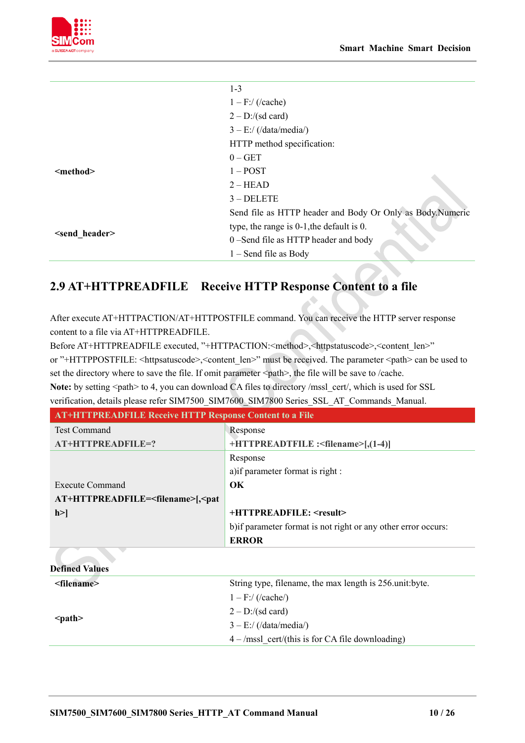| | |
|---|---|
| | 1-3<br>1 – F:/ (/cache)<br>2 – D:/(sd card)<br>3 – E:/ (/data/media/) |
| **<method>** | HTTP method specification:<br>0 – GET<br>1 – POST<br>2 – HEAD<br>3 – DELETE |
| **<send_header>** | Send file as HTTP header and Body Or Only as Body.Numeric type, the range is 0-1,the default is 0.<br>0 –Send file as HTTP header and body<br>1 – Send file as Body |

## 2.9 AT+HTTPREADFILE Receive HTTP Response Content to a file

After execute AT+HTTPACTION/AT+HTTPOSTFILE command. You can receive the HTTP server response content to a file via AT+HTTPREADFILE.

Before AT+HTTPREADFILE executed, "+HTTPACTION:<method>,<httpstatuscode>,<content_len>" or "+HTTPPOSTFILE: <httpsatuscode>,<content_len>" must be received. The parameter <path> can be used to set the directory where to save the file. If omit parameter <path>, the file will be save to /cache.

**Note:** by setting <path> to 4, you can download CA files to directory /mssl_cert/, which is used for SSL verification, details please refer SIM7500_SIM7600_SIM7800 Series_SSL_AT_Commands_Manual.

| **AT+HTTPREADFILE Receive HTTP Response Content to a File** | |
|---|---|
| Test Command<br>**AT+HTTPREADFILE=?** | Response<br>**+HTTPREADTFILE :<filename>[,(1-4)]** |
| Execute Command<br>**AT+HTTPREADFILE=<filename>[,<path>]** | Response<br>a)if parameter format is right :<br>**OK**<br><br>**+HTTPREADFILE: <result>**<br>b)if parameter format is not right or any other error occurs:<br>**ERROR** |

**Defined Values**

| | |
|---|---|
| **<filename>** | String type, filename, the max length is 256.unit:byte. |
| **<path>** | 1 – F:/ (/cache/)<br>2 – D:/(sd card)<br>3 – E:/ (/data/media/)<br>4 – /mssl_cert/(this is for CA file downloading) |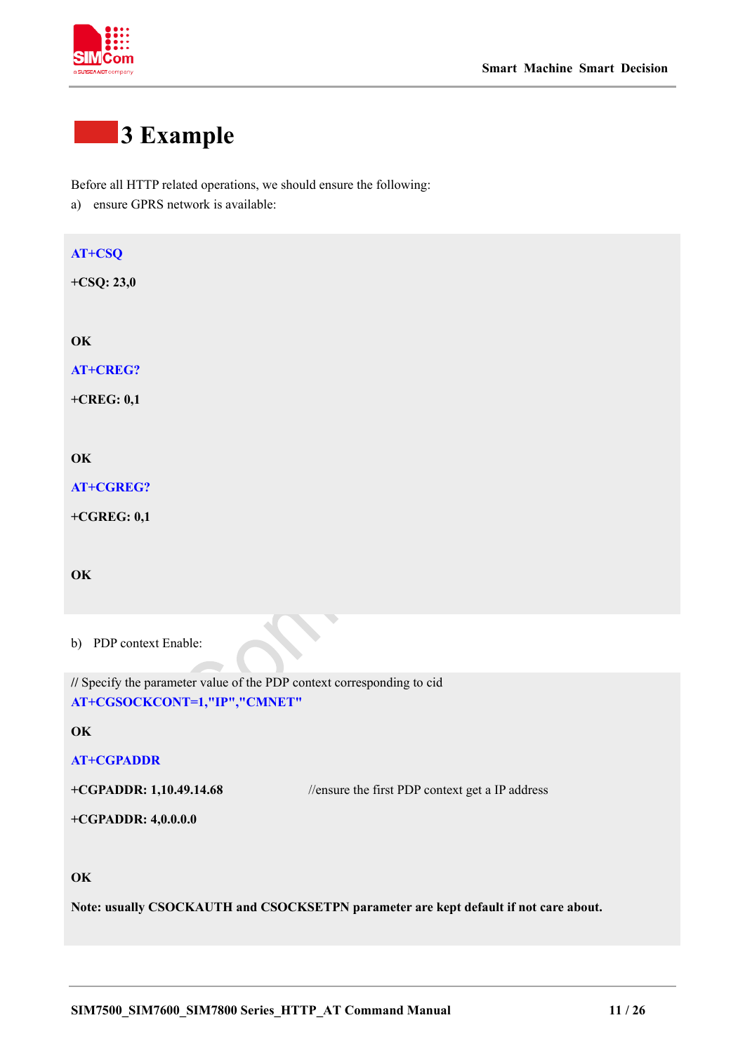# 3 Example

Before all HTTP related operations, we should ensure the following:

a) ensure GPRS network is available:

```
AT+CSQ
+CSQ: 23,0

OK
AT+CREG?
+CREG: 0,1

OK
AT+CGREG?
+CGREG: 0,1

OK
```

b) PDP context Enable:

```
// Specify the parameter value of the PDP context corresponding to cid
AT+CGSOCKCONT=1,"IP","CMNET"
OK
AT+CGPADDR
+CGPADDR: 1,10.49.14.68                //ensure the first PDP context get a IP address
+CGPADDR: 4,0.0.0.0

OK
Note: usually CSOCKAUTH and CSOCKSETPN parameter are kept default if not care about.
```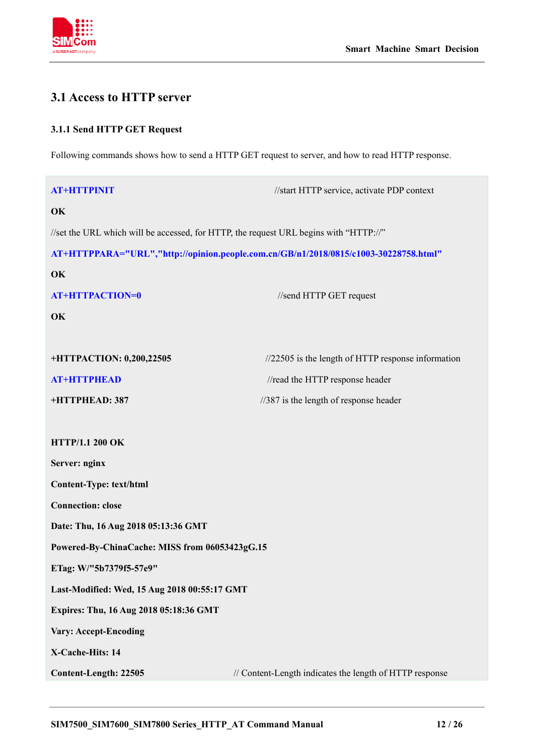## 3.1 Access to HTTP server

### 3.1.1 Send HTTP GET Request

Following commands shows how to send a HTTP GET request to server, and how to read HTTP response.

```
AT+HTTPINIT                                   //start HTTP service, activate PDP context
OK
//set the URL which will be accessed, for HTTP, the request URL begins with "HTTP://"
AT+HTTPPARA="URL","http://opinion.people.com.cn/GB/n1/2018/0815/c1003-30228758.html"
OK
AT+HTTPACTION=0                               //send HTTP GET request
OK

+HTTPACTION: 0,200,22505                      //22505 is the length of HTTP response information
AT+HTTPHEAD                                   //read the HTTP response header
+HTTPHEAD: 387                                //387 is the length of response header

HTTP/1.1 200 OK
Server: nginx
Content-Type: text/html
Connection: close
Date: Thu, 16 Aug 2018 05:13:36 GMT
Powered-By-ChinaCache: MISS from 06053423gG.15
ETag: W/"5b7379f5-57e9"
Last-Modified: Wed, 15 Aug 2018 00:55:17 GMT
Expires: Thu, 16 Aug 2018 05:18:36 GMT
Vary: Accept-Encoding
X-Cache-Hits: 14
Content-Length: 22505                         // Content-Length indicates the length of HTTP response
```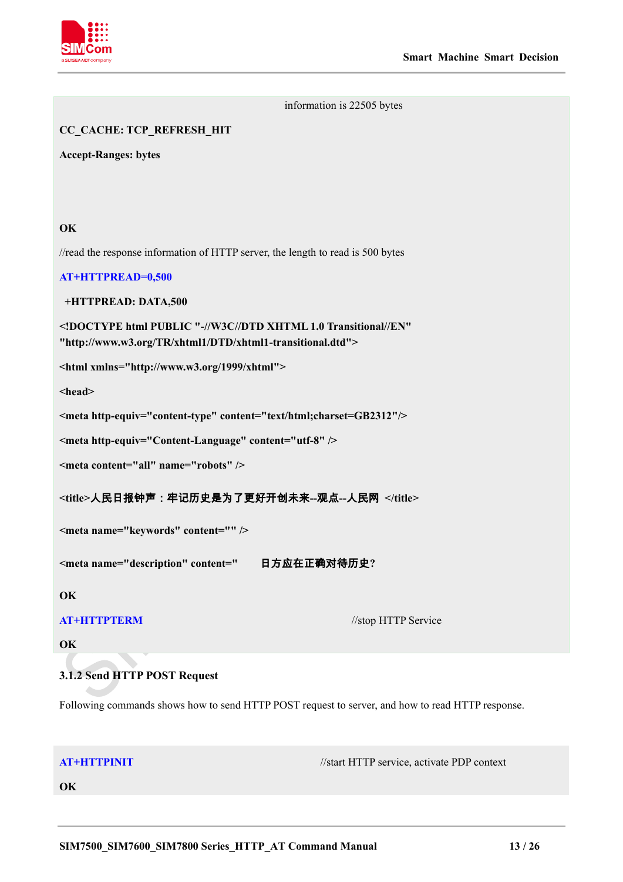information is 22505 bytes

**CC_CACHE: TCP_REFRESH_HIT**

**Accept-Ranges: bytes**

**OK**

//read the response information of HTTP server, the length to read is 500 bytes

**AT+HTTPREAD=0,500**

**+HTTPREAD: DATA,500**

**<!DOCTYPE html PUBLIC "-//W3C//DTD XHTML 1.0 Transitional//EN" "http://www.w3.org/TR/xhtml1/DTD/xhtml1-transitional.dtd">**

**<html xmlns="http://www.w3.org/1999/xhtml">**

**<head>**

**<meta http-equiv="content-type" content="text/html;charset=GB2312"/>**

**<meta http-equiv="Content-Language" content="utf-8" />**

**<meta content="all" name="robots" />**

**<title>人民日报钟声：牢记历史是为了更好开创未来--观点--人民网 </title>**

**<meta name="keywords" content="" />**

**<meta name="description" content=" 日方应在正确对待历史?**

**OK**

**AT+HTTPTERM** //stop HTTP Service

**OK**

### 3.1.2 Send HTTP POST Request

Following commands shows how to send HTTP POST request to server, and how to read HTTP response.

**AT+HTTPINIT** //start HTTP service, activate PDP context

**OK**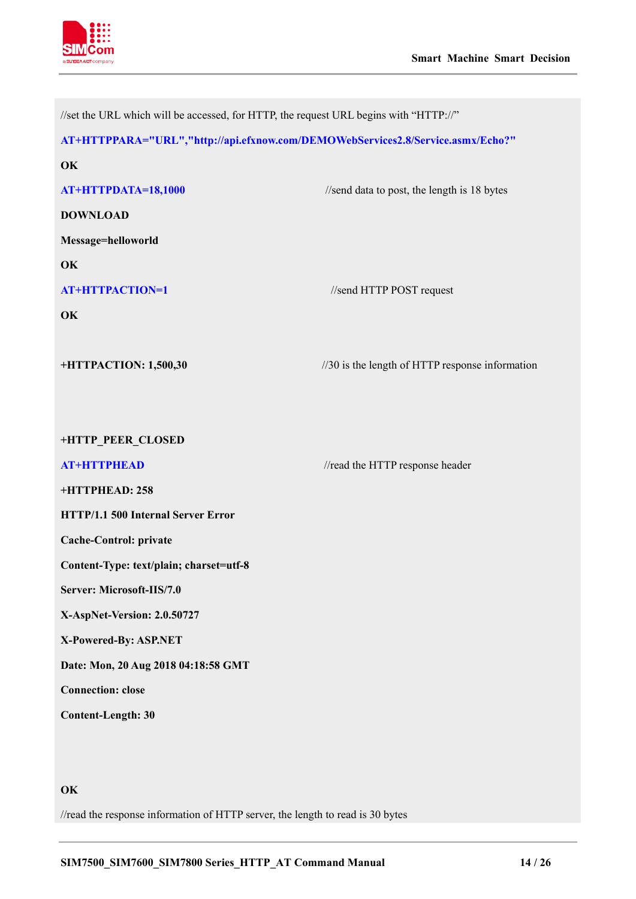```
//set the URL which will be accessed, for HTTP, the request URL begins with "HTTP://"
AT+HTTPPARA="URL","http://api.efxnow.com/DEMOWebServices2.8/Service.asmx/Echo?"
OK
AT+HTTPDATA=18,1000                       //send data to post, the length is 18 bytes
DOWNLOAD
Message=helloworld
OK
AT+HTTPACTION=1                           //send HTTP POST request
OK

+HTTPACTION: 1,500,30                     //30 is the length of HTTP response information


+HTTP_PEER_CLOSED
AT+HTTPHEAD                               //read the HTTP response header
+HTTPHEAD: 258
HTTP/1.1 500 Internal Server Error
Cache-Control: private
Content-Type: text/plain; charset=utf-8
Server: Microsoft-IIS/7.0
X-AspNet-Version: 2.0.50727
X-Powered-By: ASP.NET
Date: Mon, 20 Aug 2018 04:18:58 GMT
Connection: close
Content-Length: 30


OK
//read the response information of HTTP server, the length to read is 30 bytes
```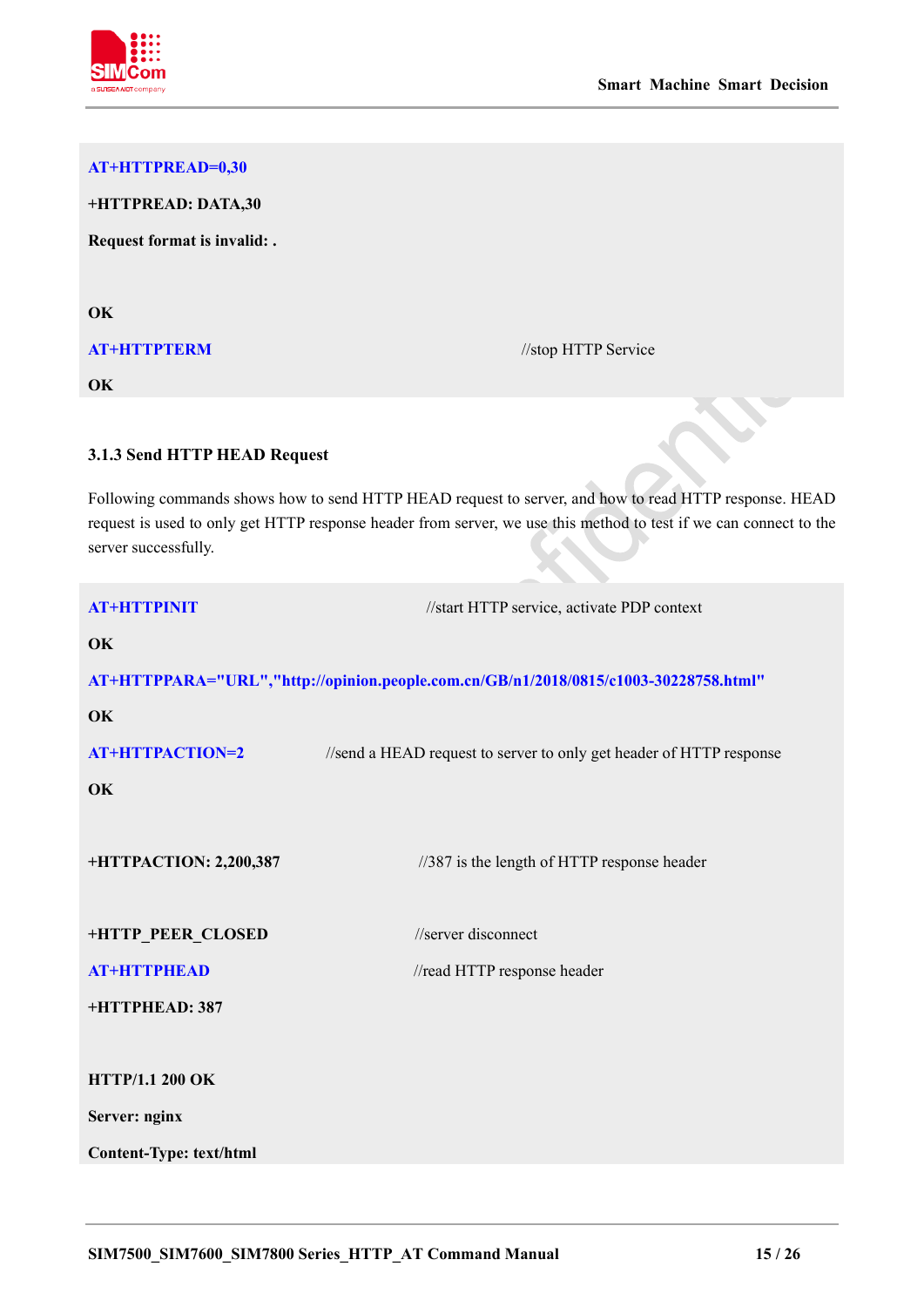```
AT+HTTPREAD=0,30
+HTTPREAD: DATA,30
Request format is invalid: .

OK
AT+HTTPTERM                                    //stop HTTP Service
OK
```

### 3.1.3 Send HTTP HEAD Request

Following commands shows how to send HTTP HEAD request to server, and how to read HTTP response. HEAD request is used to only get HTTP response header from server, we use this method to test if we can connect to the server successfully.

```
AT+HTTPINIT                          //start HTTP service, activate PDP context
OK
AT+HTTPPARA="URL","http://opinion.people.com.cn/GB/n1/2018/0815/c1003-30228758.html"
OK
AT+HTTPACTION=2              //send a HEAD request to server to only get header of HTTP response
OK

+HTTPACTION: 2,200,387               //387 is the length of HTTP response header

+HTTP_PEER_CLOSED                    //server disconnect
AT+HTTPHEAD                          //read HTTP response header
+HTTPHEAD: 387

HTTP/1.1 200 OK
Server: nginx
Content-Type: text/html
```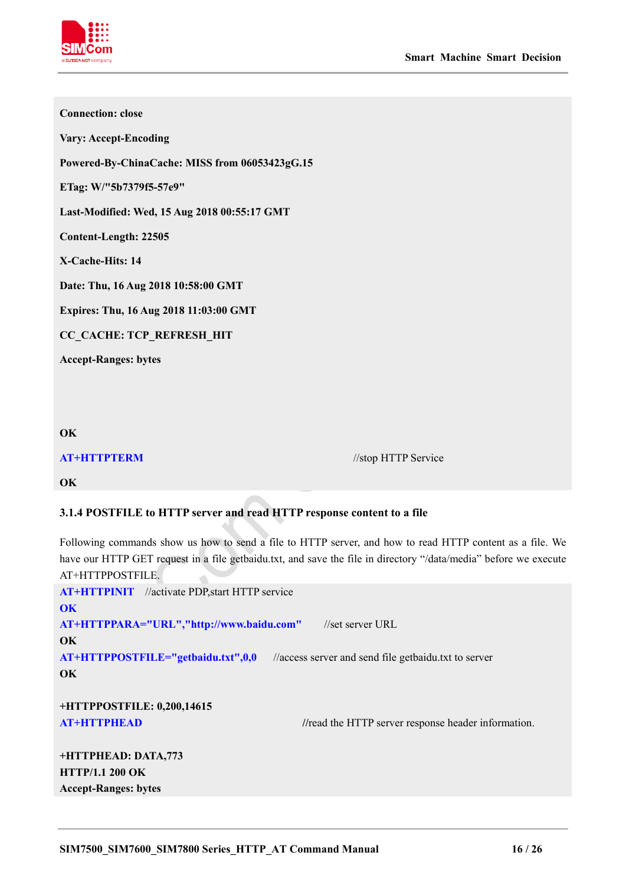```
Connection: close
Vary: Accept-Encoding
Powered-By-ChinaCache: MISS from 06053423gG.15
ETag: W/"5b7379f5-57e9"
Last-Modified: Wed, 15 Aug 2018 00:55:17 GMT
Content-Length: 22505
X-Cache-Hits: 14
Date: Thu, 16 Aug 2018 10:58:00 GMT
Expires: Thu, 16 Aug 2018 11:03:00 GMT
CC_CACHE: TCP_REFRESH_HIT
Accept-Ranges: bytes



OK
AT+HTTPTERM                                         //stop HTTP Service
OK
```

### 3.1.4 POSTFILE to HTTP server and read HTTP response content to a file

Following commands show us how to send a file to HTTP server, and how to read HTTP content as a file. We have our HTTP GET request in a file getbaidu.txt, and save the file in directory "/data/media" before we execute AT+HTTPPOSTFILE.

```
AT+HTTPINIT    //activate PDP,start HTTP service
OK
AT+HTTPPARA="URL","http://www.baidu.com"       //set server URL
OK
AT+HTTPPOSTFILE="getbaidu.txt",0,0       //access server and send file getbaidu.txt to server
OK

+HTTPPOSTFILE: 0,200,14615
AT+HTTPHEAD                              //read the HTTP server response header information.

+HTTPHEAD: DATA,773
HTTP/1.1 200 OK
Accept-Ranges: bytes
```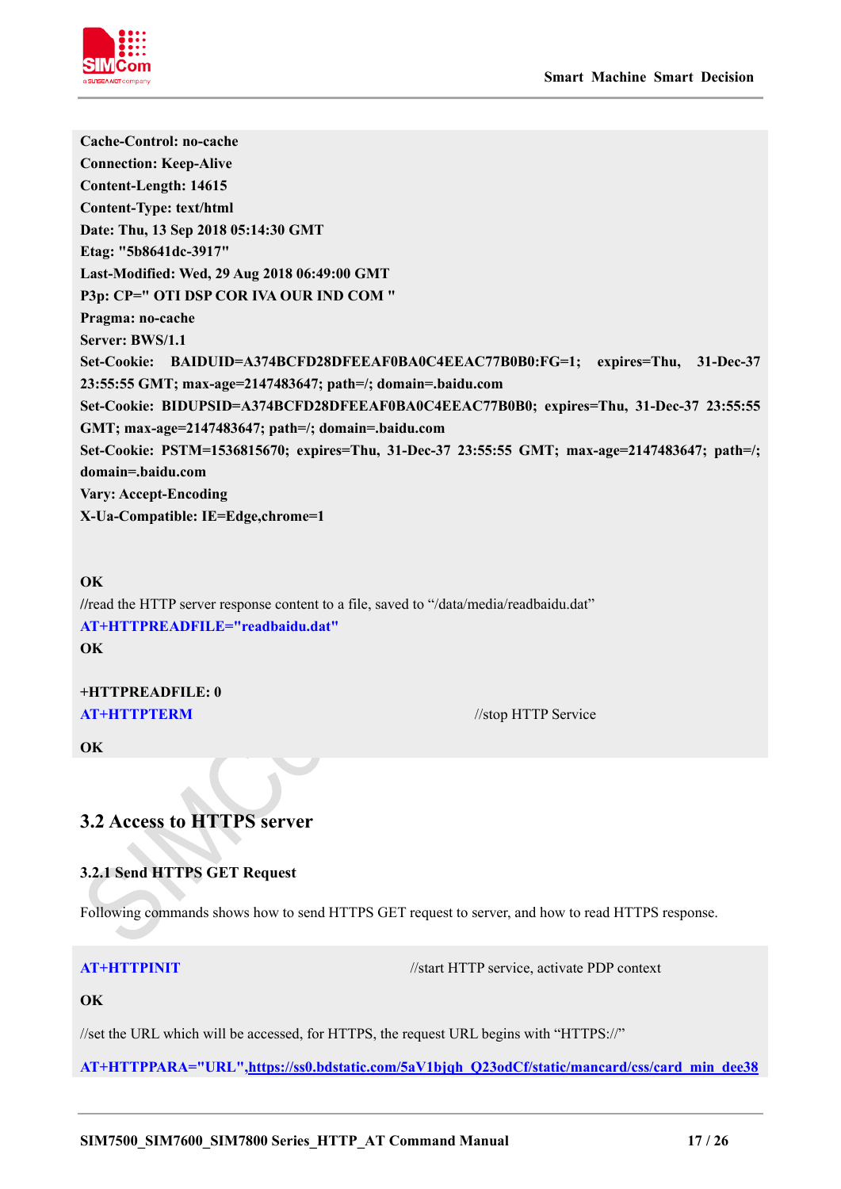```
Cache-Control: no-cache
Connection: Keep-Alive
Content-Length: 14615
Content-Type: text/html
Date: Thu, 13 Sep 2018 05:14:30 GMT
Etag: "5b8641dc-3917"
Last-Modified: Wed, 29 Aug 2018 06:49:00 GMT
P3p: CP=" OTI DSP COR IVA OUR IND COM "
Pragma: no-cache
Server: BWS/1.1
Set-Cookie: BAIDUID=A374BCFD28DFEEAF0BA0C4EEAC77B0B0:FG=1; expires=Thu, 31-Dec-37 23:55:55 GMT; max-age=2147483647; path=/; domain=.baidu.com
Set-Cookie: BIDUPSID=A374BCFD28DFEEAF0BA0C4EEAC77B0B0; expires=Thu, 31-Dec-37 23:55:55 GMT; max-age=2147483647; path=/; domain=.baidu.com
Set-Cookie: PSTM=1536815670; expires=Thu, 31-Dec-37 23:55:55 GMT; max-age=2147483647; path=/; domain=.baidu.com
Vary: Accept-Encoding
X-Ua-Compatible: IE=Edge,chrome=1


OK
//read the HTTP server response content to a file, saved to "/data/media/readbaidu.dat"
AT+HTTPREADFILE="readbaidu.dat"
OK

+HTTPREADFILE: 0
AT+HTTPTERM                                  //stop HTTP Service

OK
```

## 3.2 Access to HTTPS server

### 3.2.1 Send HTTPS GET Request

Following commands shows how to send HTTPS GET request to server, and how to read HTTPS response.

```
AT+HTTPINIT                                  //start HTTP service, activate PDP context

OK

//set the URL which will be accessed, for HTTPS, the request URL begins with "HTTPS://"

AT+HTTPPARA="URL",https://ss0.bdstatic.com/5aV1bjqh_Q23odCf/static/mancard/css/card_min_dee38
```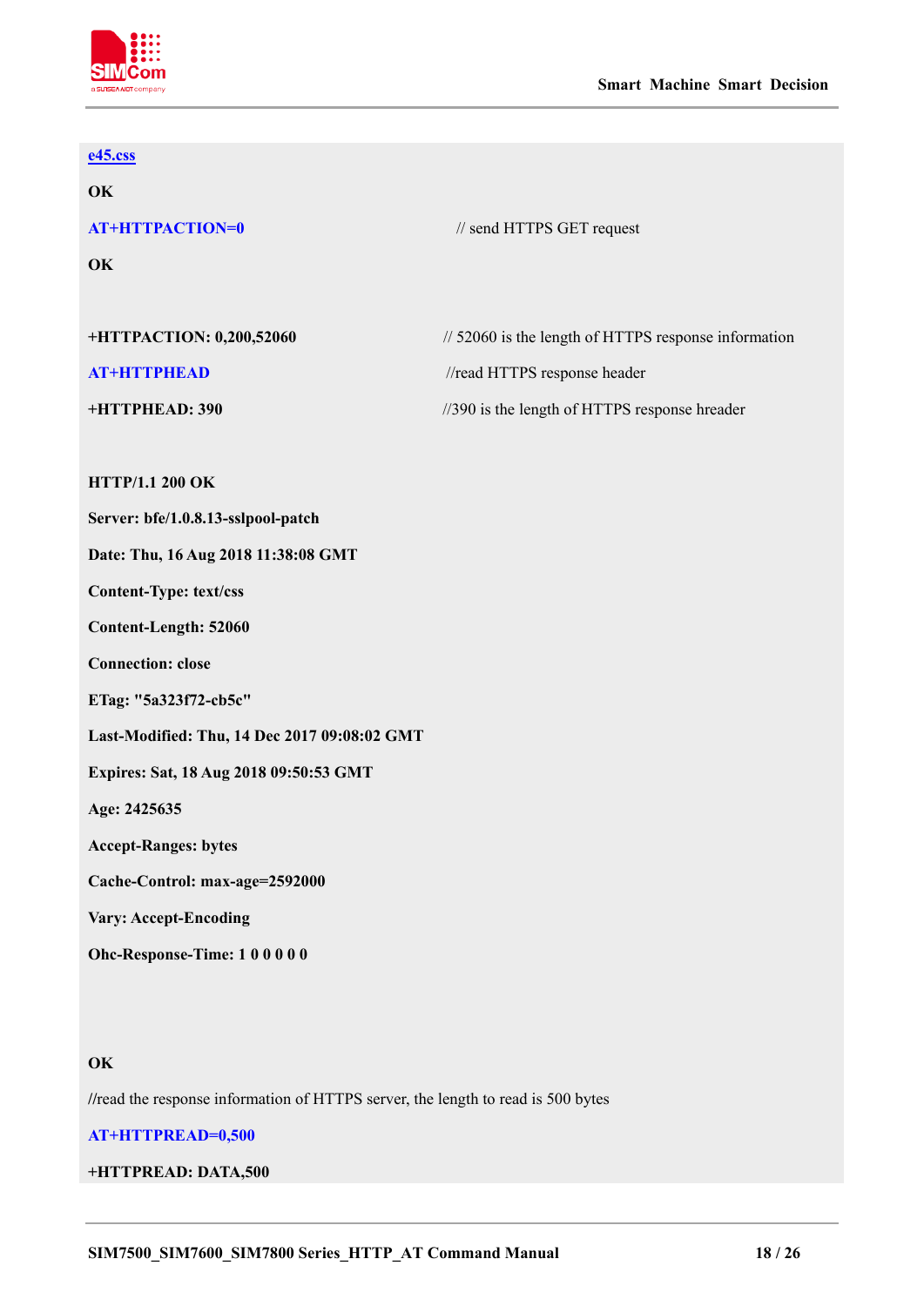```
e45.css
OK
AT+HTTPACTION=0                          // send HTTPS GET request
OK

+HTTPACTION: 0,200,52060                 // 52060 is the length of HTTPS response information
AT+HTTPHEAD                              //read HTTPS response header
+HTTPHEAD: 390                           //390 is the length of HTTPS response hreader

HTTP/1.1 200 OK
Server: bfe/1.0.8.13-sslpool-patch
Date: Thu, 16 Aug 2018 11:38:08 GMT
Content-Type: text/css
Content-Length: 52060
Connection: close
ETag: "5a323f72-cb5c"
Last-Modified: Thu, 14 Dec 2017 09:08:02 GMT
Expires: Sat, 18 Aug 2018 09:50:53 GMT
Age: 2425635
Accept-Ranges: bytes
Cache-Control: max-age=2592000
Vary: Accept-Encoding
Ohc-Response-Time: 1 0 0 0 0 0


OK
//read the response information of HTTPS server, the length to read is 500 bytes
AT+HTTPREAD=0,500
+HTTPREAD: DATA,500
```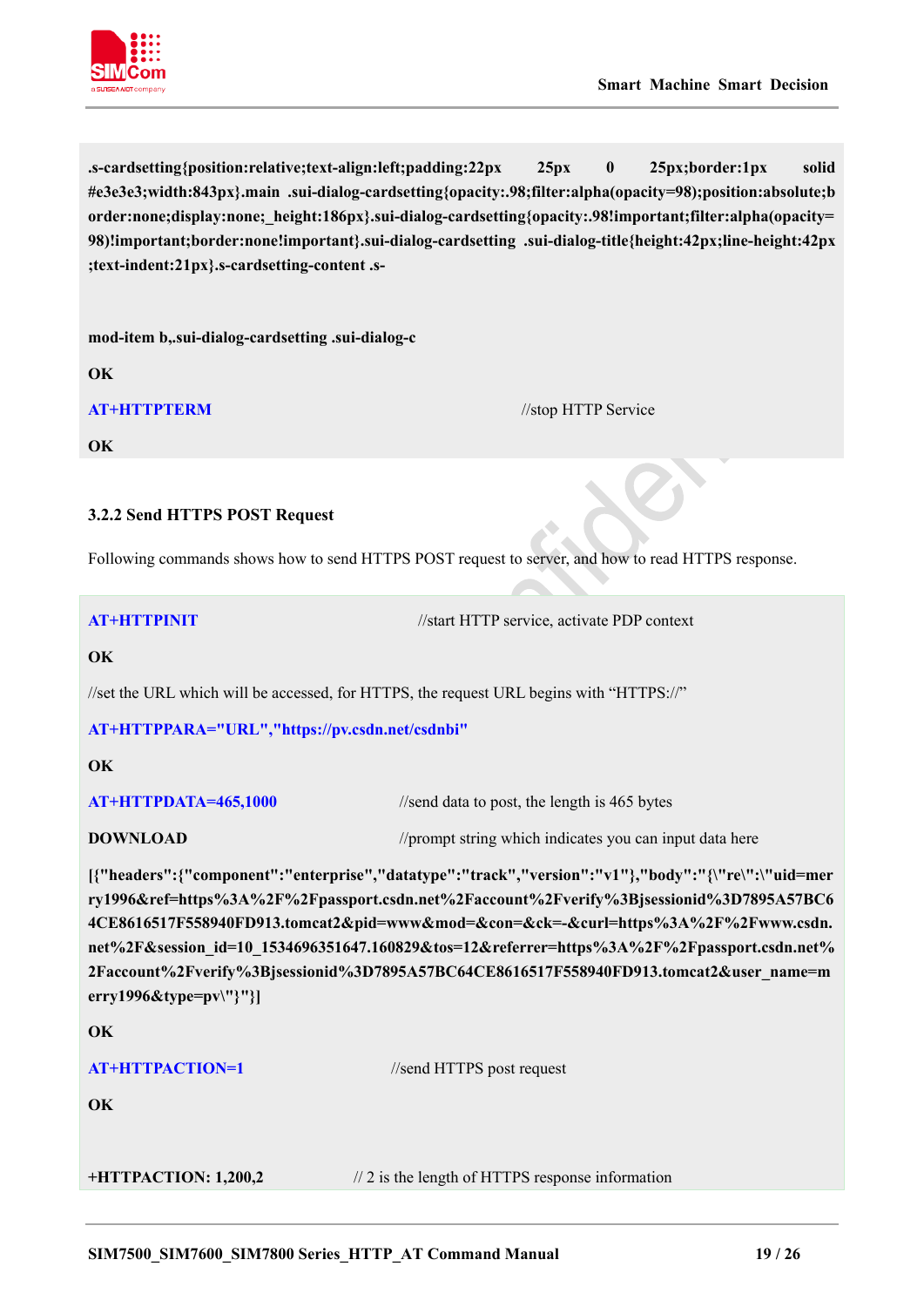```
.s-cardsetting{position:relative;text-align:left;padding:22px 25px 0 25px;border:1px solid #e3e3e3;width:843px}.main .sui-dialog-cardsetting{opacity:.98;filter:alpha(opacity=98);position:absolute;border:none;display:none;_height:186px}.sui-dialog-cardsetting{opacity:.98!important;filter:alpha(opacity=98)!important;border:none!important}.sui-dialog-cardsetting .sui-dialog-title{height:42px;line-height:42px;text-indent:21px}.s-cardsetting-content .s-

mod-item b,.sui-dialog-cardsetting .sui-dialog-c
OK
AT+HTTPTERM                                    //stop HTTP Service
OK
```

### 3.2.2 Send HTTPS POST Request

Following commands shows how to send HTTPS POST request to server, and how to read HTTPS response.

```
AT+HTTPINIT                          //start HTTP service, activate PDP context
OK
//set the URL which will be accessed, for HTTPS, the request URL begins with "HTTPS://"
AT+HTTPPARA="URL","https://pv.csdn.net/csdnbi"
OK
AT+HTTPDATA=465,1000                 //send data to post, the length is 465 bytes
DOWNLOAD                             //prompt string which indicates you can input data here
[{"headers":{"component":"enterprise","datatype":"track","version":"v1"},"body":"{\"re\":\"uid=merry1996&ref=https%3A%2F%2Fpassport.csdn.net%2Faccount%2Fverify%3Bjsessionid%3D7895A57BC64CE8616517F558940FD913.tomcat2&pid=www&mod=&con=&ck=-&curl=https%3A%2F%2Fwww.csdn.net%2F&session_id=10_1534696351647.160829&tos=12&referrer=https%3A%2F%2Fpassport.csdn.net%2Faccount%2Fverify%3Bjsessionid%3D7895A57BC64CE8616517F558940FD913.tomcat2&user_name=merry1996&type=pv\"}"}]
OK
AT+HTTPACTION=1                      //send HTTPS post request
OK

+HTTPACTION: 1,200,2                 // 2 is the length of HTTPS response information
```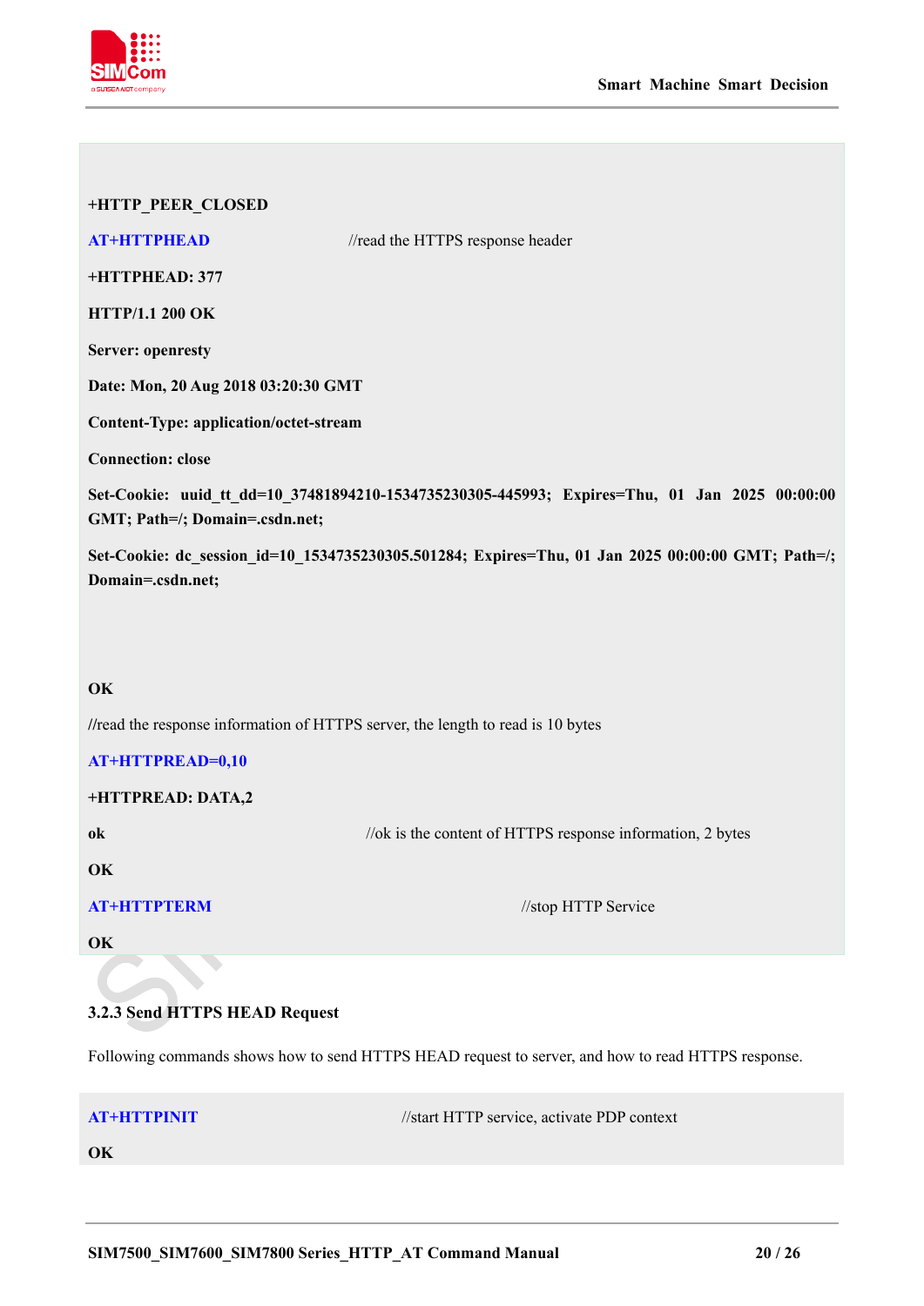```
+HTTP_PEER_CLOSED
AT+HTTPHEAD                    //read the HTTPS response header
+HTTPHEAD: 377
HTTP/1.1 200 OK
Server: openresty
Date: Mon, 20 Aug 2018 03:20:30 GMT
Content-Type: application/octet-stream
Connection: close
Set-Cookie: uuid_tt_dd=10_37481894210-1534735230305-445993; Expires=Thu, 01 Jan 2025 00:00:00 GMT; Path=/; Domain=.csdn.net;
Set-Cookie: dc_session_id=10_1534735230305.501284; Expires=Thu, 01 Jan 2025 00:00:00 GMT; Path=/; Domain=.csdn.net;



OK
//read the response information of HTTPS server, the length to read is 10 bytes
AT+HTTPREAD=0,10
+HTTPREAD: DATA,2
ok                             //ok is the content of HTTPS response information, 2 bytes
OK
AT+HTTPTERM                    //stop HTTP Service
OK
```

### 3.2.3 Send HTTPS HEAD Request

Following commands shows how to send HTTPS HEAD request to server, and how to read HTTPS response.

```
AT+HTTPINIT                    //start HTTP service, activate PDP context
OK
```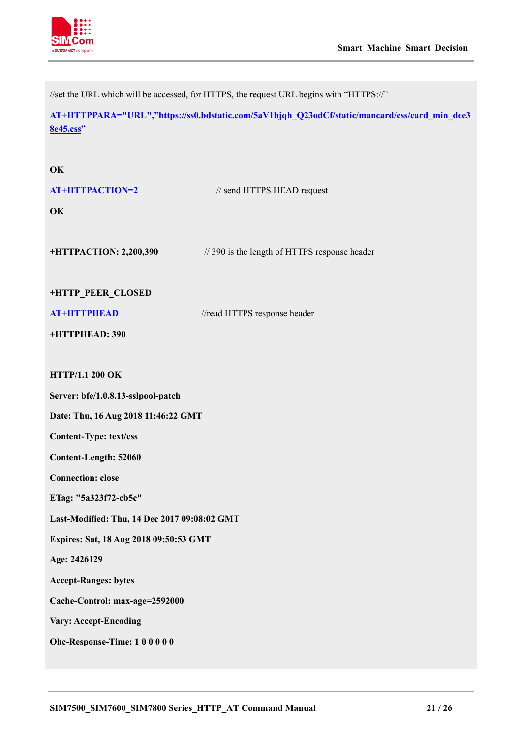```
//set the URL which will be accessed, for HTTPS, the request URL begins with "HTTPS://"
AT+HTTPPARA="URL","https://ss0.bdstatic.com/5aV1bjqh_Q23odCf/static/mancard/css/card_min_dee38e45.css"

OK
AT+HTTPACTION=2                  // send HTTPS HEAD request
OK

+HTTPACTION: 2,200,390           // 390 is the length of HTTPS response header

+HTTP_PEER_CLOSED
AT+HTTPHEAD                      //read HTTPS response header
+HTTPHEAD: 390

HTTP/1.1 200 OK
Server: bfe/1.0.8.13-sslpool-patch
Date: Thu, 16 Aug 2018 11:46:22 GMT
Content-Type: text/css
Content-Length: 52060
Connection: close
ETag: "5a323f72-cb5c"
Last-Modified: Thu, 14 Dec 2017 09:08:02 GMT
Expires: Sat, 18 Aug 2018 09:50:53 GMT
Age: 2426129
Accept-Ranges: bytes
Cache-Control: max-age=2592000
Vary: Accept-Encoding
Ohc-Response-Time: 1 0 0 0 0 0
```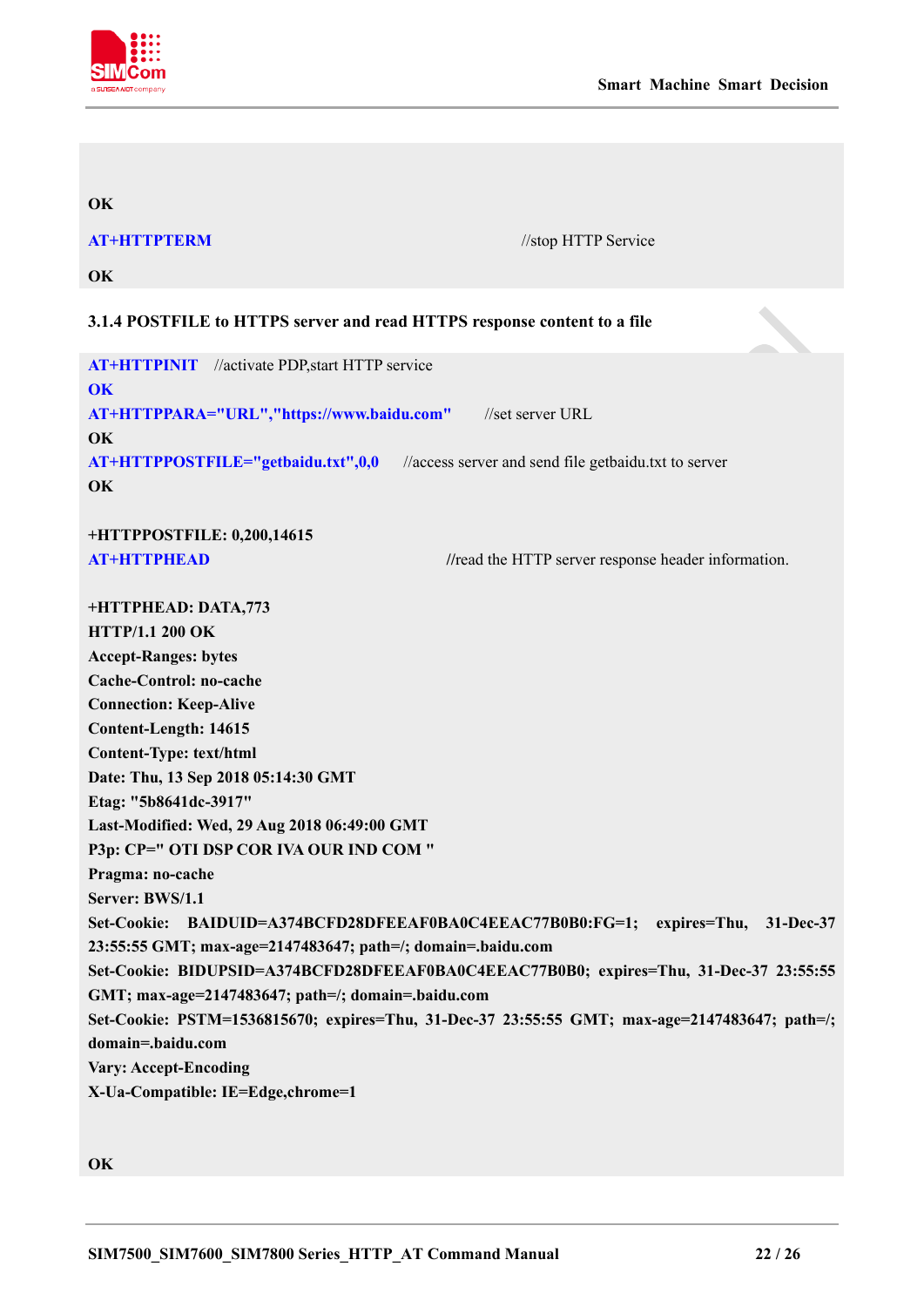```
OK
AT+HTTPTERM                                   //stop HTTP Service
OK
```

### 3.1.4 POSTFILE to HTTPS server and read HTTPS response content to a file

```
AT+HTTPINIT   //activate PDP,start HTTP service
OK
AT+HTTPPARA="URL","https://www.baidu.com"      //set server URL
OK
AT+HTTPPOSTFILE="getbaidu.txt",0,0      //access server and send file getbaidu.txt to server
OK

+HTTPPOSTFILE: 0,200,14615
AT+HTTPHEAD                                   //read the HTTP server response header information.

+HTTPHEAD: DATA,773
HTTP/1.1 200 OK
Accept-Ranges: bytes
Cache-Control: no-cache
Connection: Keep-Alive
Content-Length: 14615
Content-Type: text/html
Date: Thu, 13 Sep 2018 05:14:30 GMT
Etag: "5b8641dc-3917"
Last-Modified: Wed, 29 Aug 2018 06:49:00 GMT
P3p: CP=" OTI DSP COR IVA OUR IND COM "
Pragma: no-cache
Server: BWS/1.1
Set-Cookie: BAIDUID=A374BCFD28DFEEAF0BA0C4EEAC77B0B0:FG=1; expires=Thu, 31-Dec-37 23:55:55 GMT; max-age=2147483647; path=/; domain=.baidu.com
Set-Cookie: BIDUPSID=A374BCFD28DFEEAF0BA0C4EEAC77B0B0; expires=Thu, 31-Dec-37 23:55:55 GMT; max-age=2147483647; path=/; domain=.baidu.com
Set-Cookie: PSTM=1536815670; expires=Thu, 31-Dec-37 23:55:55 GMT; max-age=2147483647; path=/; domain=.baidu.com
Vary: Accept-Encoding
X-Ua-Compatible: IE=Edge,chrome=1


OK
```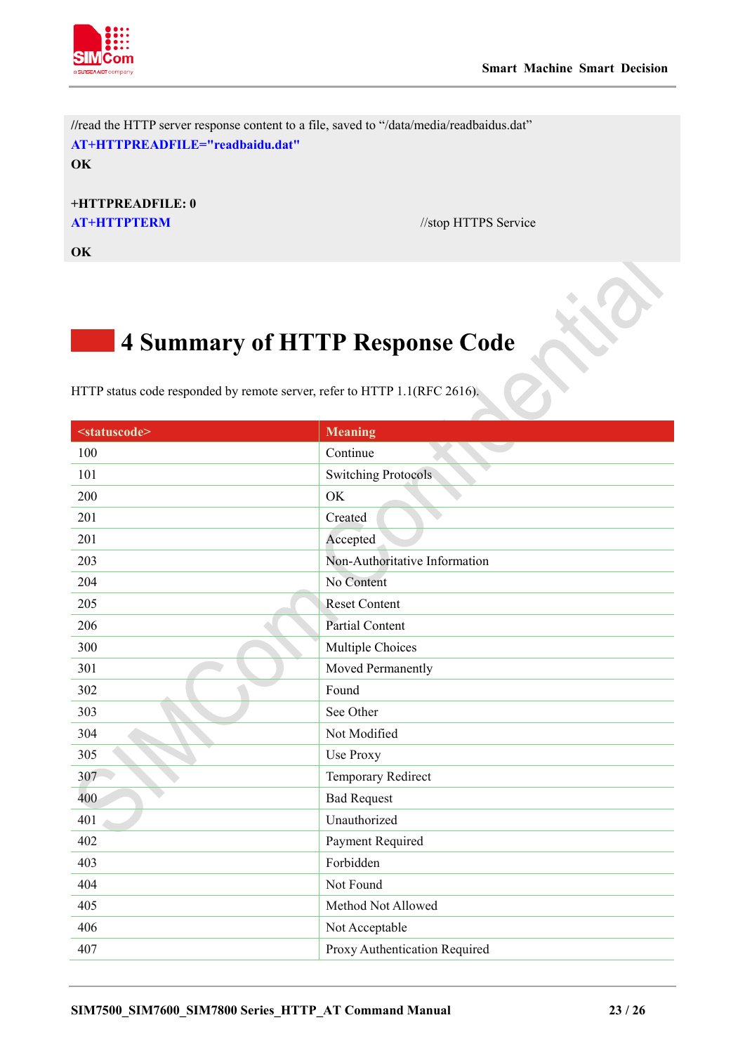```
//read the HTTP server response content to a file, saved to "/data/media/readbaidus.dat"
AT+HTTPREADFILE="readbaidu.dat"
OK

+HTTPREADFILE: 0
AT+HTTPTERM                                              //stop HTTPS Service

OK
```

# 4 Summary of HTTP Response Code

HTTP status code responded by remote server, refer to HTTP 1.1(RFC 2616).

| <statuscode> | Meaning |
|---|---|
| 100 | Continue |
| 101 | Switching Protocols |
| 200 | OK |
| 201 | Created |
| 201 | Accepted |
| 203 | Non-Authoritative Information |
| 204 | No Content |
| 205 | Reset Content |
| 206 | Partial Content |
| 300 | Multiple Choices |
| 301 | Moved Permanently |
| 302 | Found |
| 303 | See Other |
| 304 | Not Modified |
| 305 | Use Proxy |
| 307 | Temporary Redirect |
| 400 | Bad Request |
| 401 | Unauthorized |
| 402 | Payment Required |
| 403 | Forbidden |
| 404 | Not Found |
| 405 | Method Not Allowed |
| 406 | Not Acceptable |
| 407 | Proxy Authentication Required |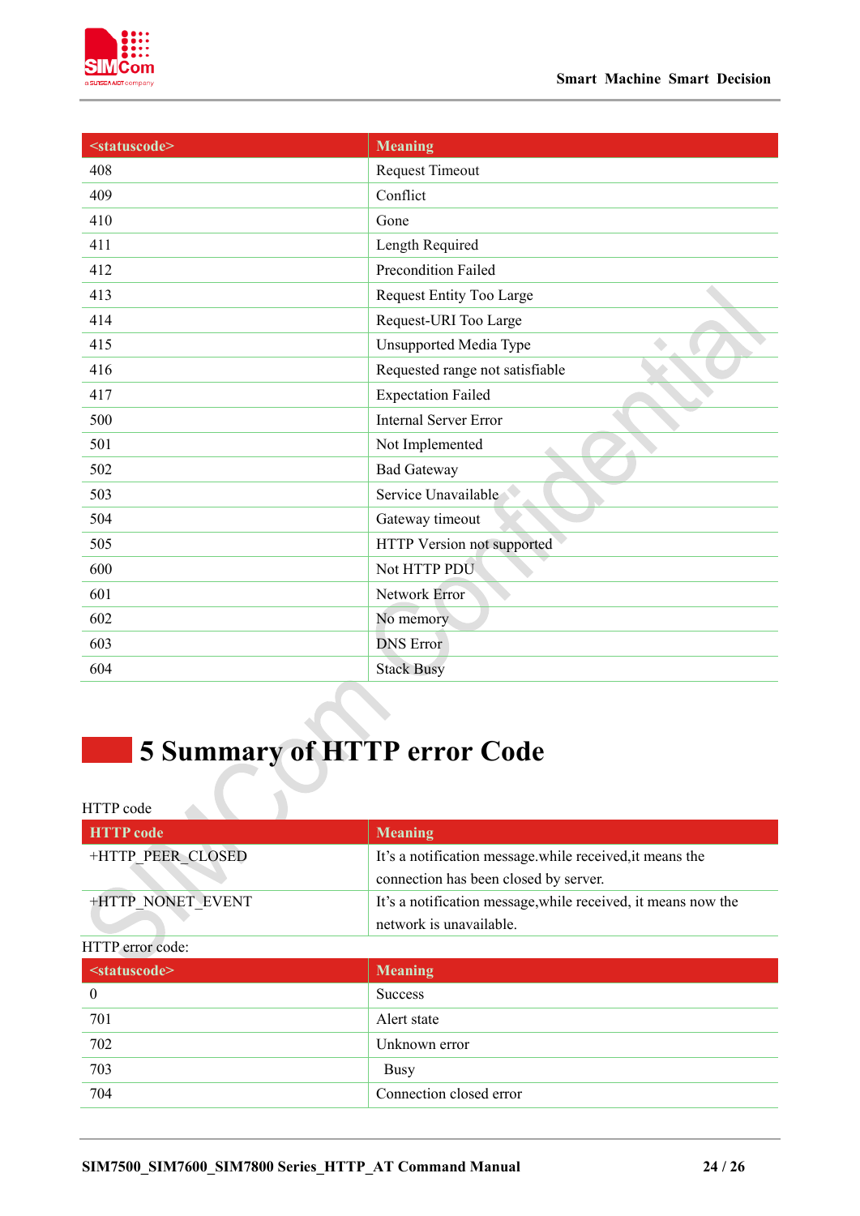| <statuscode> | Meaning |
|---|---|
| 408 | Request Timeout |
| 409 | Conflict |
| 410 | Gone |
| 411 | Length Required |
| 412 | Precondition Failed |
| 413 | Request Entity Too Large |
| 414 | Request-URI Too Large |
| 415 | Unsupported Media Type |
| 416 | Requested range not satisfiable |
| 417 | Expectation Failed |
| 500 | Internal Server Error |
| 501 | Not Implemented |
| 502 | Bad Gateway |
| 503 | Service Unavailable |
| 504 | Gateway timeout |
| 505 | HTTP Version not supported |
| 600 | Not HTTP PDU |
| 601 | Network Error |
| 602 | No memory |
| 603 | DNS Error |
| 604 | Stack Busy |

# 5 Summary of HTTP error Code

HTTP code

| HTTP code | Meaning |
|---|---|
| +HTTP_PEER_CLOSED | It's a notification message.while received,it means the connection has been closed by server. |
| +HTTP_NONET_EVENT | It's a notification message,while received, it means now the network is unavailable. |

HTTP error code:

| <statuscode> | Meaning |
|---|---|
| 0 | Success |
| 701 | Alert state |
| 702 | Unknown error |
| 703 | Busy |
| 704 | Connection closed error |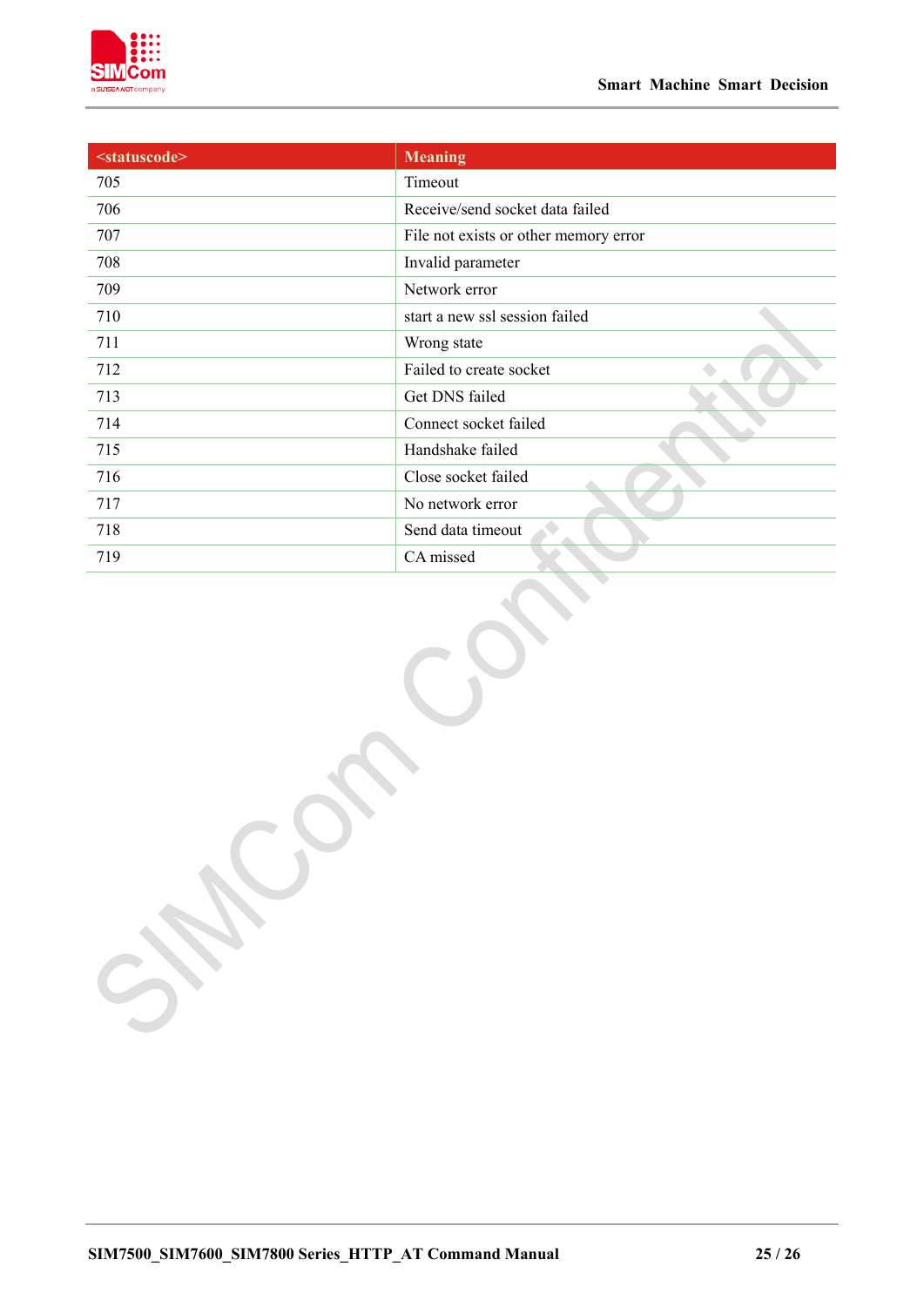| <statuscode> | Meaning |
|---|---|
| 705 | Timeout |
| 706 | Receive/send socket data failed |
| 707 | File not exists or other memory error |
| 708 | Invalid parameter |
| 709 | Network error |
| 710 | start a new ssl session failed |
| 711 | Wrong state |
| 712 | Failed to create socket |
| 713 | Get DNS failed |
| 714 | Connect socket failed |
| 715 | Handshake failed |
| 716 | Close socket failed |
| 717 | No network error |
| 718 | Send data timeout |
| 719 | CA missed |